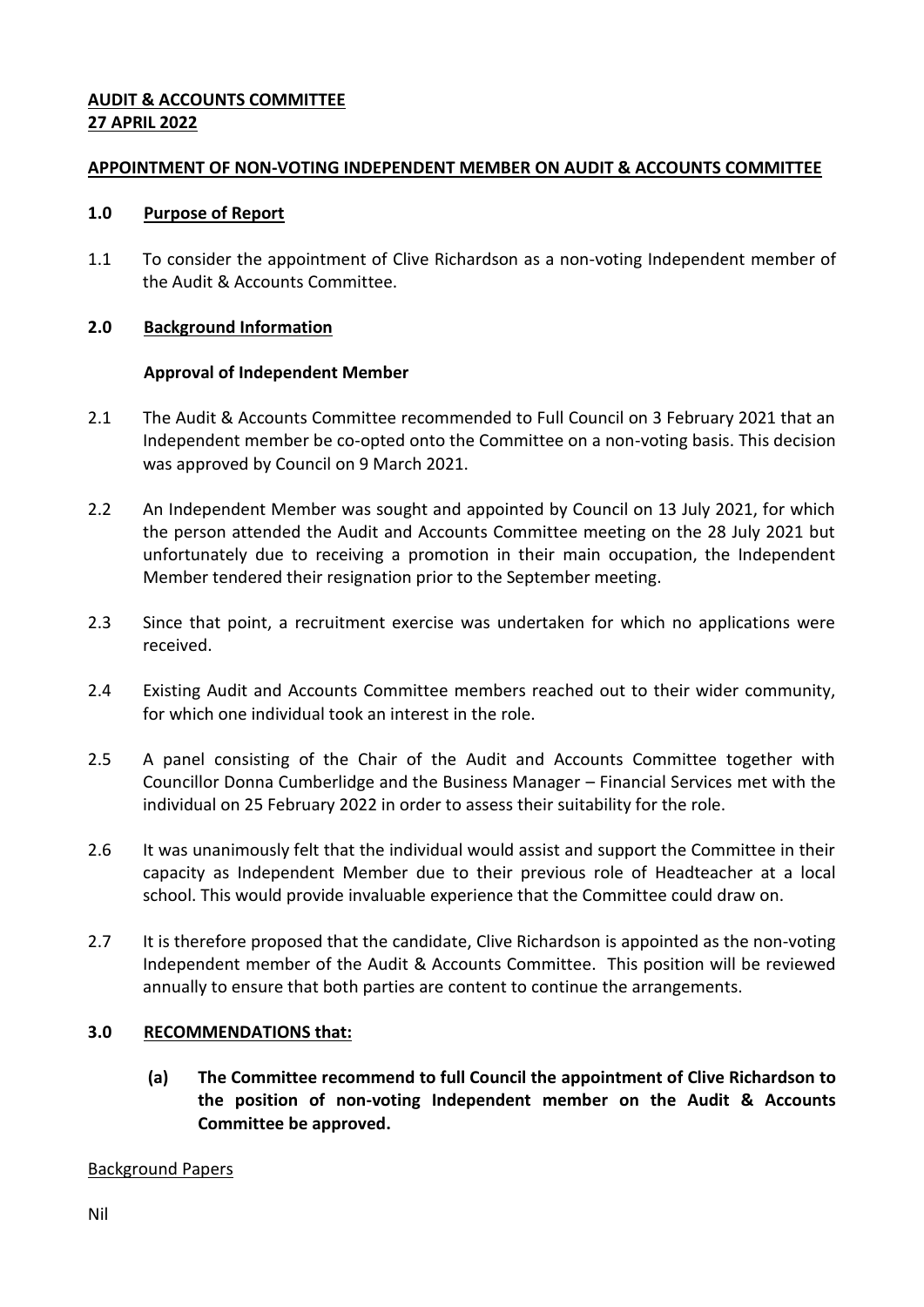**AUDIT & ACCOUNTS COMMITTEE**
**27 APRIL 2022**

**APPOINTMENT OF NON-VOTING INDEPENDENT MEMBER ON AUDIT & ACCOUNTS COMMITTEE**

## 1.0 Purpose of Report

1.1 To consider the appointment of Clive Richardson as a non-voting Independent member of the Audit & Accounts Committee.

## 2.0 Background Information

### Approval of Independent Member

2.1 The Audit & Accounts Committee recommended to Full Council on 3 February 2021 that an Independent member be co-opted onto the Committee on a non-voting basis. This decision was approved by Council on 9 March 2021.

2.2 An Independent Member was sought and appointed by Council on 13 July 2021, for which the person attended the Audit and Accounts Committee meeting on the 28 July 2021 but unfortunately due to receiving a promotion in their main occupation, the Independent Member tendered their resignation prior to the September meeting.

2.3 Since that point, a recruitment exercise was undertaken for which no applications were received.

2.4 Existing Audit and Accounts Committee members reached out to their wider community, for which one individual took an interest in the role.

2.5 A panel consisting of the Chair of the Audit and Accounts Committee together with Councillor Donna Cumberlidge and the Business Manager – Financial Services met with the individual on 25 February 2022 in order to assess their suitability for the role.

2.6 It was unanimously felt that the individual would assist and support the Committee in their capacity as Independent Member due to their previous role of Headteacher at a local school. This would provide invaluable experience that the Committee could draw on.

2.7 It is therefore proposed that the candidate, Clive Richardson is appointed as the non-voting Independent member of the Audit & Accounts Committee. This position will be reviewed annually to ensure that both parties are content to continue the arrangements.

## 3.0 RECOMMENDATIONS that:

**(a) The Committee recommend to full Council the appointment of Clive Richardson to the position of non-voting Independent member on the Audit & Accounts Committee be approved.**

Background Papers

Nil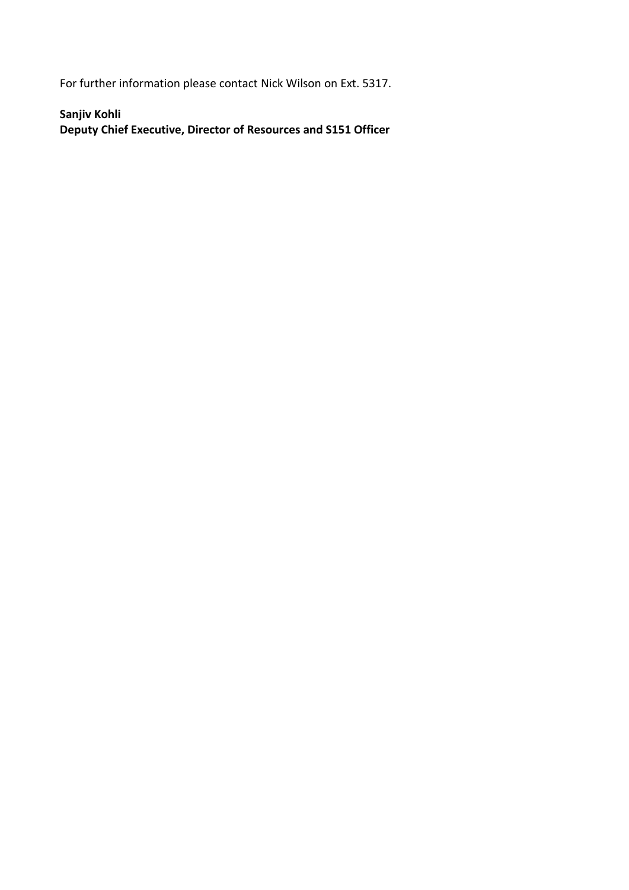For further information please contact Nick Wilson on Ext. 5317.

**Sanjiv Kohli**
**Deputy Chief Executive, Director of Resources and S151 Officer**